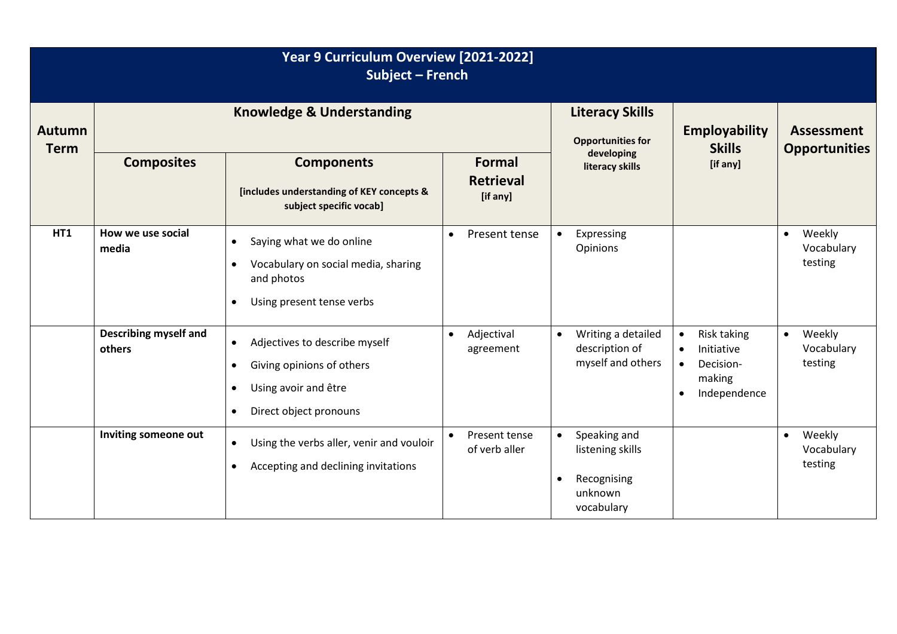# Year 9 Curriculum Overview [2021-2022]
## Subject – French

| Autumn Term | Knowledge & Understanding | | | Literacy Skills<br>Opportunities for developing literacy skills | Employability Skills<br>[if any] | Assessment Opportunities |
|---|---|---|---|---|---|---|
| | **Composites** | **Components**<br>[includes understanding of KEY concepts & subject specific vocab] | **Formal Retrieval**<br>[if any] | | | |
| **HT1** | **How we use social media** | • Saying what we do online<br>• Vocabulary on social media, sharing and photos<br>• Using present tense verbs | • Present tense | • Expressing Opinions | | • Weekly Vocabulary testing |
| | **Describing myself and others** | • Adjectives to describe myself<br>• Giving opinions of others<br>• Using avoir and être<br>• Direct object pronouns | • Adjectival agreement | • Writing a detailed description of myself and others | • Risk taking<br>• Initiative<br>• Decision-making<br>• Independence | • Weekly Vocabulary testing |
| | **Inviting someone out** | • Using the verbs aller, venir and vouloir<br>• Accepting and declining invitations | • Present tense of verb aller | • Speaking and listening skills<br>• Recognising unknown vocabulary | | • Weekly Vocabulary testing |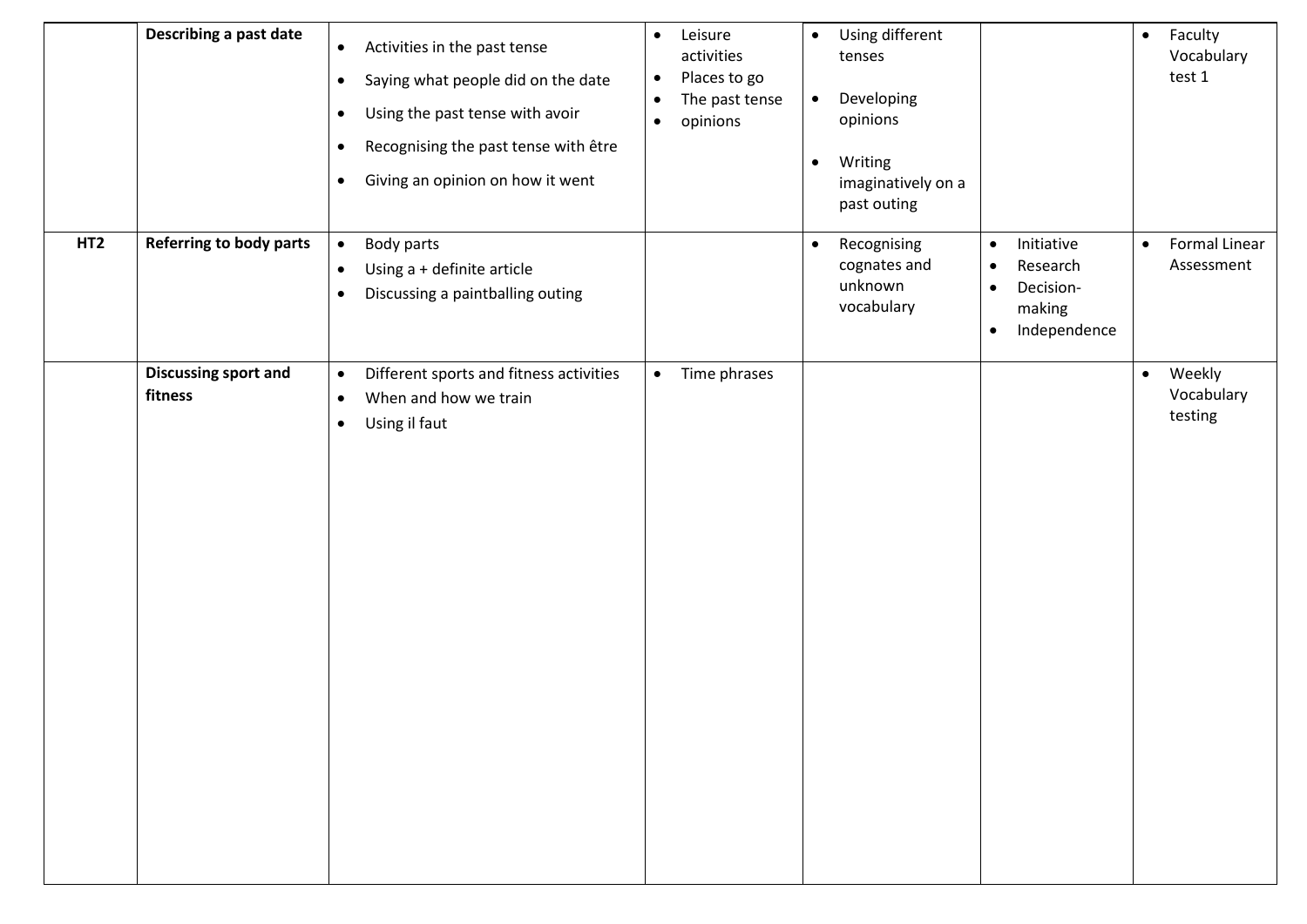| | | | | | | |
|---|---|---|---|---|---|---|
| | **Describing a past date** | • Activities in the past tense<br>• Saying what people did on the date<br>• Using the past tense with avoir<br>• Recognising the past tense with être<br>• Giving an opinion on how it went | • Leisure activities<br>• Places to go<br>• The past tense<br>• opinions | • Using different tenses<br>• Developing opinions<br>• Writing imaginatively on a past outing | | • Faculty Vocabulary test 1 |
| **HT2** | **Referring to body parts** | • Body parts<br>• Using a + definite article<br>• Discussing a paintballing outing | | • Recognising cognates and unknown vocabulary | • Initiative<br>• Research<br>• Decision-making<br>• Independence | • Formal Linear Assessment |
| | **Discussing sport and fitness** | • Different sports and fitness activities<br>• When and how we train<br>• Using il faut | • Time phrases | | | • Weekly Vocabulary testing |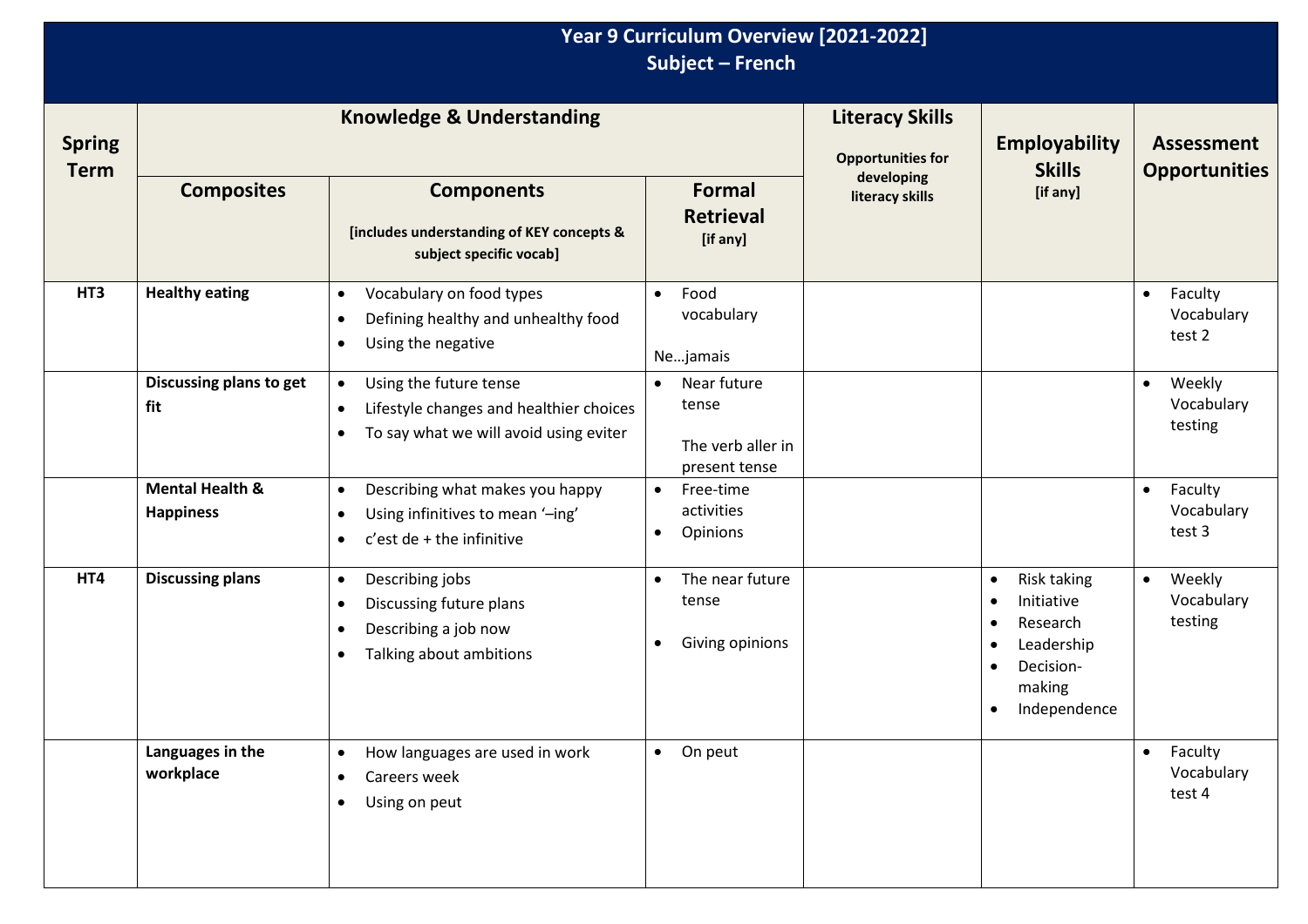# Year 9 Curriculum Overview [2021-2022]
## Subject – French

| Spring Term | Knowledge & Understanding | | | Literacy Skills<br>Opportunities for developing literacy skills | Employability Skills<br>[if any] | Assessment Opportunities |
|---|---|---|---|---|---|---|
| | **Composites** | **Components**<br>[includes understanding of KEY concepts & subject specific vocab] | **Formal Retrieval**<br>[if any] | | | |
| **HT3** | **Healthy eating** | • Vocabulary on food types<br>• Defining healthy and unhealthy food<br>• Using the negative | • Food vocabulary<br><br>Ne…jamais | | | • Faculty Vocabulary test 2 |
| | **Discussing plans to get fit** | • Using the future tense<br>• Lifestyle changes and healthier choices<br>• To say what we will avoid using eviter | • Near future tense<br><br>The verb aller in present tense | | | • Weekly Vocabulary testing |
| | **Mental Health & Happiness** | • Describing what makes you happy<br>• Using infinitives to mean '–ing'<br>• c'est de + the infinitive | • Free-time activities<br>• Opinions | | | • Faculty Vocabulary test 3 |
| **HT4** | **Discussing plans** | • Describing jobs<br>• Discussing future plans<br>• Describing a job now<br>• Talking about ambitions | • The near future tense<br><br>• Giving opinions | | • Risk taking<br>• Initiative<br>• Research<br>• Leadership<br>• Decision-making<br>• Independence | • Weekly Vocabulary testing |
| | **Languages in the workplace** | • How languages are used in work<br>• Careers week<br>• Using on peut | • On peut | | | • Faculty Vocabulary test 4 |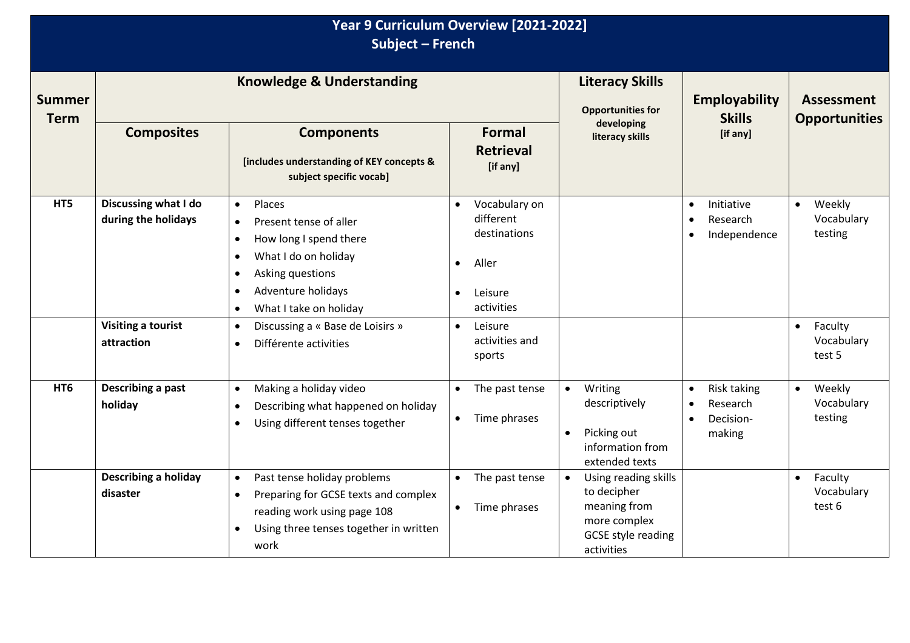# Year 9 Curriculum Overview [2021-2022]
## Subject – French

| Summer Term | Knowledge & Understanding | | | Literacy Skills<br>Opportunities for developing literacy skills | Employability Skills<br>[if any] | Assessment Opportunities |
|---|---|---|---|---|---|---|
| | **Composites** | **Components**<br>[includes understanding of KEY concepts & subject specific vocab] | **Formal Retrieval**<br>[if any] | | | |
| **HT5** | **Discussing what I do during the holidays** | • Places<br>• Present tense of aller<br>• How long I spend there<br>• What I do on holiday<br>• Asking questions<br>• Adventure holidays<br>• What I take on holiday | • Vocabulary on different destinations<br>• Aller<br>• Leisure activities | | • Initiative<br>• Research<br>• Independence | • Weekly Vocabulary testing |
| | **Visiting a tourist attraction** | • Discussing a « Base de Loisirs »<br>• Différente activities | • Leisure activities and sports | | | • Faculty Vocabulary test 5 |
| **HT6** | **Describing a past holiday** | • Making a holiday video<br>• Describing what happened on holiday<br>• Using different tenses together | • The past tense<br>• Time phrases | • Writing descriptively<br>• Picking out information from extended texts | • Risk taking<br>• Research<br>• Decision-making | • Weekly Vocabulary testing |
| | **Describing a holiday disaster** | • Past tense holiday problems<br>• Preparing for GCSE texts and complex reading work using page 108<br>• Using three tenses together in written work | • The past tense<br>• Time phrases | • Using reading skills to decipher meaning from more complex GCSE style reading activities | | • Faculty Vocabulary test 6 |